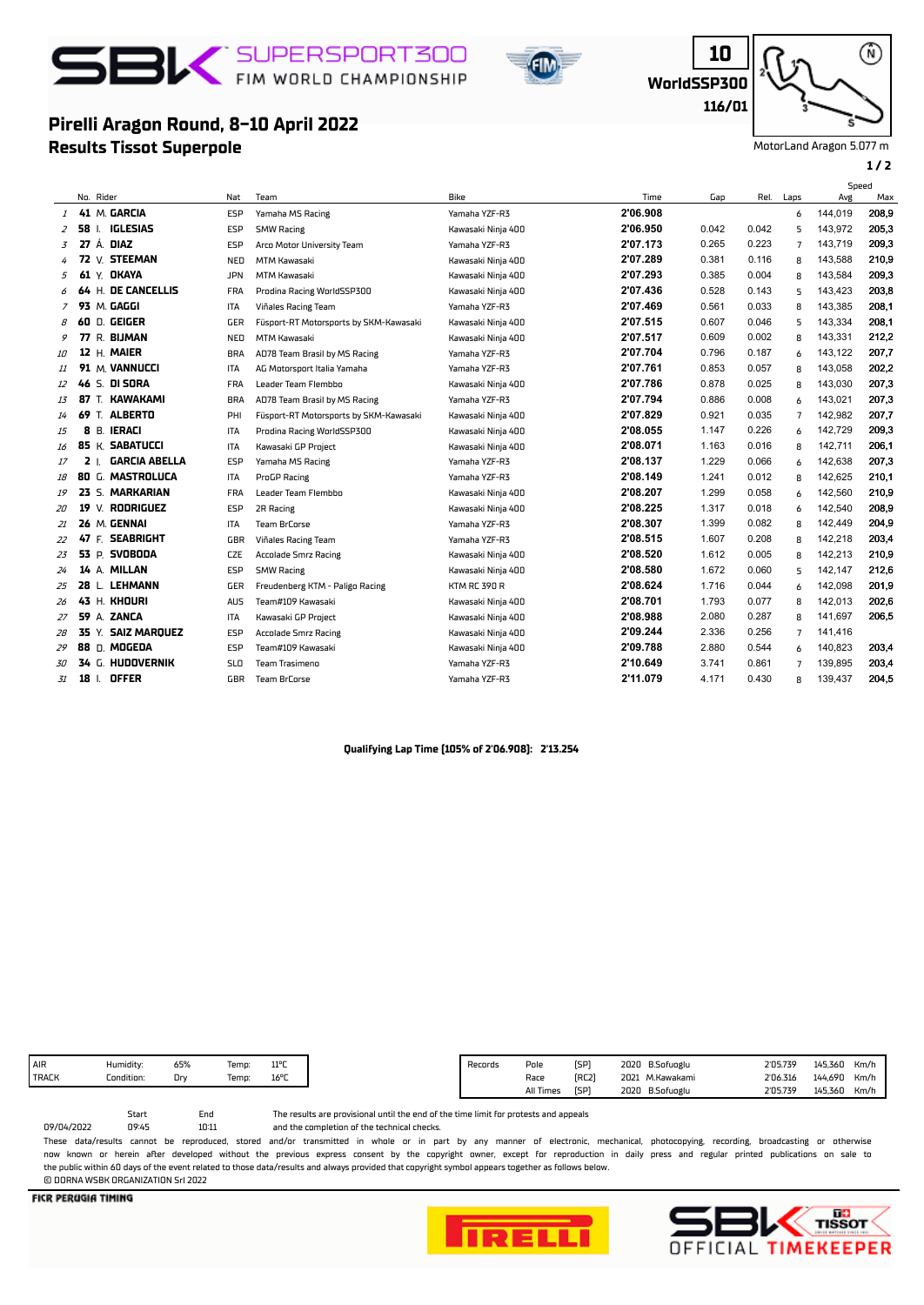# SBK SUPERSPORT300 FIM WORLD CHAMPIONSHIP

10
**WorldSSP300**
**116/01**

MotorLand Aragon 5.077 m

## Pirelli Aragon Round, 8-10 April 2022
## Results Tissot Superpole

| | No. | Rider | Nat | Team | Bike | Time | Gap | Rel. | Laps | Speed Avg | Speed Max |
|---|---|---|---|---|---|---|---|---|---|---|---|
| 1 | 41 | M. GARCIA | ESP | Yamaha MS Racing | Yamaha YZF-R3 | 2'06.908 | | | 6 | 144,019 | 208,9 |
| 2 | 58 | I. IGLESIAS | ESP | SMW Racing | Kawasaki Ninja 400 | 2'06.950 | 0.042 | 0.042 | 5 | 143,972 | 205,3 |
| 3 | 27 | Á. DIAZ | ESP | Arco Motor University Team | Yamaha YZF-R3 | 2'07.173 | 0.265 | 0.223 | 7 | 143,719 | 209,3 |
| 4 | 72 | V. STEEMAN | NED | MTM Kawasaki | Kawasaki Ninja 400 | 2'07.289 | 0.381 | 0.116 | 8 | 143,588 | 210,9 |
| 5 | 61 | Y. OKAYA | JPN | MTM Kawasaki | Kawasaki Ninja 400 | 2'07.293 | 0.385 | 0.004 | 8 | 143,584 | 209,3 |
| 6 | 64 | H. DE CANCELLIS | FRA | Prodina Racing WorldSSP300 | Kawasaki Ninja 400 | 2'07.436 | 0.528 | 0.143 | 5 | 143,423 | 203,8 |
| 7 | 93 | M. GAGGI | ITA | Viñales Racing Team | Yamaha YZF-R3 | 2'07.469 | 0.561 | 0.033 | 8 | 143,385 | 208,1 |
| 8 | 60 | D. GEIGER | GER | Füsport-RT Motorsports by SKM-Kawasaki | Kawasaki Ninja 400 | 2'07.515 | 0.607 | 0.046 | 5 | 143,334 | 208,1 |
| 9 | 77 | R. BIJMAN | NED | MTM Kawasaki | Kawasaki Ninja 400 | 2'07.517 | 0.609 | 0.002 | 8 | 143,331 | 212,2 |
| 10 | 12 | H. MAIER | BRA | AD78 Team Brasil by MS Racing | Yamaha YZF-R3 | 2'07.704 | 0.796 | 0.187 | 6 | 143,122 | 207,7 |
| 11 | 91 | M. VANNUCCI | ITA | AG Motorsport Italia Yamaha | Yamaha YZF-R3 | 2'07.761 | 0.853 | 0.057 | 8 | 143,058 | 202,2 |
| 12 | 46 | S. DI SORA | FRA | Leader Team Flembbo | Kawasaki Ninja 400 | 2'07.786 | 0.878 | 0.025 | 8 | 143,030 | 207,3 |
| 13 | 87 | T. KAWAKAMI | BRA | AD78 Team Brasil by MS Racing | Yamaha YZF-R3 | 2'07.794 | 0.886 | 0.008 | 6 | 143,021 | 207,3 |
| 14 | 69 | T. ALBERTO | PHI | Füsport-RT Motorsports by SKM-Kawasaki | Kawasaki Ninja 400 | 2'07.829 | 0.921 | 0.035 | 7 | 142,982 | 207,7 |
| 15 | 8 | B. IERACI | ITA | Prodina Racing WorldSSP300 | Kawasaki Ninja 400 | 2'08.055 | 1.147 | 0.226 | 6 | 142,729 | 209,3 |
| 16 | 85 | K. SABATUCCI | ITA | Kawasaki GP Project | Kawasaki Ninja 400 | 2'08.071 | 1.163 | 0.016 | 8 | 142,711 | 206,1 |
| 17 | 2 | I. GARCIA ABELLA | ESP | Yamaha MS Racing | Yamaha YZF-R3 | 2'08.137 | 1.229 | 0.066 | 6 | 142,638 | 207,3 |
| 18 | 80 | G. MASTROLUCA | ITA | ProGP Racing | Yamaha YZF-R3 | 2'08.149 | 1.241 | 0.012 | 8 | 142,625 | 210,1 |
| 19 | 23 | S. MARKARIAN | FRA | Leader Team Flembbo | Kawasaki Ninja 400 | 2'08.207 | 1.299 | 0.058 | 6 | 142,560 | 210,9 |
| 20 | 19 | V. RODRIGUEZ | ESP | 2R Racing | Kawasaki Ninja 400 | 2'08.225 | 1.317 | 0.018 | 6 | 142,540 | 208,9 |
| 21 | 26 | M. GENNAI | ITA | Team BrCorse | Yamaha YZF-R3 | 2'08.307 | 1.399 | 0.082 | 8 | 142,449 | 204,9 |
| 22 | 47 | F. SEABRIGHT | GBR | Viñales Racing Team | Yamaha YZF-R3 | 2'08.515 | 1.607 | 0.208 | 8 | 142,218 | 203,4 |
| 23 | 53 | P. SVOBODA | CZE | Accolade Smrz Racing | Kawasaki Ninja 400 | 2'08.520 | 1.612 | 0.005 | 8 | 142,213 | 210,9 |
| 24 | 14 | A. MILLAN | ESP | SMW Racing | Kawasaki Ninja 400 | 2'08.580 | 1.672 | 0.060 | 5 | 142,147 | 212,6 |
| 25 | 28 | L. LEHMANN | GER | Freudenberg KTM - Paligo Racing | KTM RC 390 R | 2'08.624 | 1.716 | 0.044 | 6 | 142,098 | 201,9 |
| 26 | 43 | H. KHOURI | AUS | Team#109 Kawasaki | Kawasaki Ninja 400 | 2'08.701 | 1.793 | 0.077 | 8 | 142,013 | 202,6 |
| 27 | 59 | A. ZANCA | ITA | Kawasaki GP Project | Kawasaki Ninja 400 | 2'08.988 | 2.080 | 0.287 | 8 | 141,697 | 206,5 |
| 28 | 35 | Y. SAIZ MARQUEZ | ESP | Accolade Smrz Racing | Kawasaki Ninja 400 | 2'09.244 | 2.336 | 0.256 | 7 | 141,416 | |
| 29 | 88 | D. MOGEDA | ESP | Team#109 Kawasaki | Kawasaki Ninja 400 | 2'09.788 | 2.880 | 0.544 | 6 | 140,823 | 203,4 |
| 30 | 34 | G. HUDOVERNIK | SLO | Team Trasimeno | Yamaha YZF-R3 | 2'10.649 | 3.741 | 0.861 | 7 | 139,895 | 203,4 |
| 31 | 18 | I. OFFER | GBR | Team BrCorse | Yamaha YZF-R3 | 2'11.079 | 4.171 | 0.430 | 8 | 139,437 | 204,5 |

**Qualifying Lap Time (105% of 2'06.908): 2'13.254**

| | | | | | |
|---|---|---|---|---|---|
| AIR | Humidity: | 65% | Temp: | 11°C |
| TRACK | Condition: | Dry | Temp: | 16°C |

| Records | | | | | | |
|---|---|---|---|---|---|---|
| Pole | [SP] | 2020 | B.Sofuoglu | 2'05.739 | 145,360 | Km/h |
| Race | [RC2] | 2021 | M.Kawakami | 2'06.316 | 144,690 | Km/h |
| All Times | [SP] | 2020 | B.Sofuoglu | 2'05.739 | 145,360 | Km/h |

| | Start | End |
|---|---|---|
| 09/04/2022 | 09:45 | 10:11 |

The results are provisional until the end of the time limit for protests and appeals and the completion of the technical checks.

These data/results cannot be reproduced, stored and/or transmitted in whole or in part by any manner of electronic, mechanical, photocopying, recording, broadcasting or otherwise now known or herein after developed without the previous express consent by the copyright owner, except for reproduction in daily press and regular printed publications on sale to the public within 60 days of the event related to those data/results and always provided that copyright symbol appears together as follows below.

© DORNA WSBK ORGANIZATION Srl 2022

FICR PERUGIA TIMING

PIRELLI — SBK TISSOT OFFICIAL TIMEKEEPER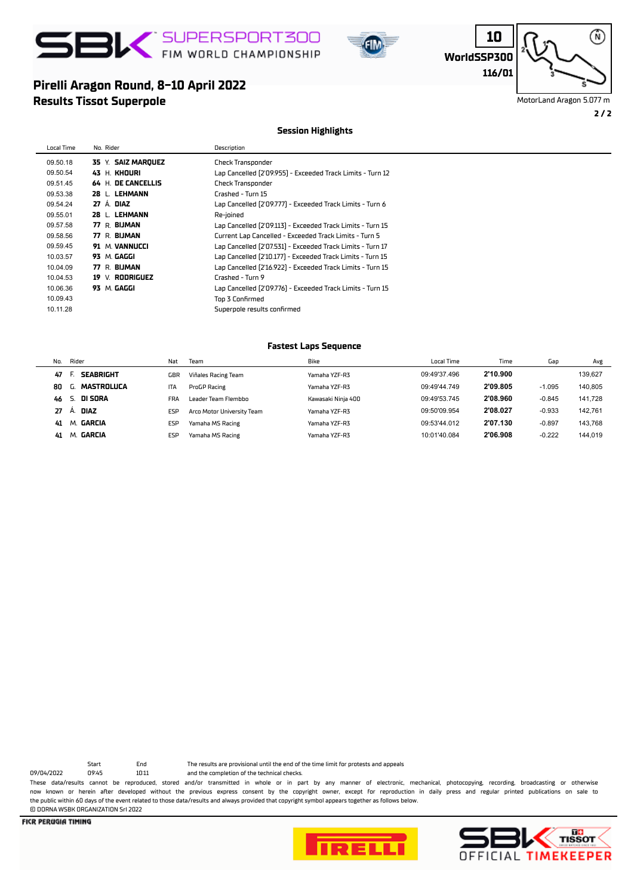# SBK SUPERSPORT300 FIM WORLD CHAMPIONSHIP

**10**
**WorldSSP300**
**116/01**

## Pirelli Aragon Round, 8-10 April 2022
## Results Tissot Superpole

MotorLand Aragon 5.077 m

### Session Highlights

| Local Time | No. Rider | Description |
|---|---|---|
| 09.50.18 | **35** Y. **SAIZ MARQUEZ** | Check Transponder |
| 09.50.54 | **43** H. **KHOURI** | Lap Cancelled [2'09.955] - Exceeded Track Limits - Turn 12 |
| 09.51.45 | **64** H. **DE CANCELLIS** | Check Transponder |
| 09.53.38 | **28** L. **LEHMANN** | Crashed - Turn 15 |
| 09.54.24 | **27** Á. **DIAZ** | Lap Cancelled [2'09.777] - Exceeded Track Limits - Turn 6 |
| 09.55.01 | **28** L. **LEHMANN** | Re-joined |
| 09.57.58 | **77** R. **BIJMAN** | Lap Cancelled [2'09.113] - Exceeded Track Limits - Turn 15 |
| 09.58.56 | **77** R. **BIJMAN** | Current Lap Cancelled - Exceeded Track Limits - Turn 5 |
| 09.59.45 | **91** M. **VANNUCCI** | Lap Cancelled [2'07.531] - Exceeded Track Limits - Turn 17 |
| 10.03.57 | **93** M. **GAGGI** | Lap Cancelled [2'10.177] - Exceeded Track Limits - Turn 15 |
| 10.04.09 | **77** R. **BIJMAN** | Lap Cancelled [2'16.922] - Exceeded Track Limits - Turn 15 |
| 10.04.53 | **19** V. **RODRIGUEZ** | Crashed - Turn 9 |
| 10.06.36 | **93** M. **GAGGI** | Lap Cancelled [2'09.776] - Exceeded Track Limits - Turn 15 |
| 10.09.43 | | Top 3 Confirmed |
| 10.11.28 | | Superpole results confirmed |

### Fastest Laps Sequence

| No. | Rider | Nat | Team | Bike | Local Time | Time | Gap | Avg |
|---|---|---|---|---|---|---|---|---|
| **47** | F. **SEABRIGHT** | GBR | Viñales Racing Team | Yamaha YZF-R3 | 09:49'37.496 | **2'10.900** | | 139,627 |
| **80** | G. **MASTROLUCA** | ITA | ProGP Racing | Yamaha YZF-R3 | 09:49'44.749 | **2'09.805** | -1.095 | 140,805 |
| **46** | S. **DI SORA** | FRA | Leader Team Flembbo | Kawasaki Ninja 400 | 09:49'53.745 | **2'08.960** | -0.845 | 141,728 |
| **27** | Á. **DIAZ** | ESP | Arco Motor University Team | Yamaha YZF-R3 | 09:50'09.954 | **2'08.027** | -0.933 | 142,761 |
| **41** | M. **GARCIA** | ESP | Yamaha MS Racing | Yamaha YZF-R3 | 09:53'44.012 | **2'07.130** | -0.897 | 143,768 |
| **41** | M. **GARCIA** | ESP | Yamaha MS Racing | Yamaha YZF-R3 | 10:01'40.084 | **2'06.908** | -0.222 | 144,019 |

| | Start | End |
|---|---|---|
| 09/04/2022 | 09:45 | 10:11 |

The results are provisional until the end of the time limit for protests and appeals and the completion of the technical checks.

These data/results cannot be reproduced, stored and/or transmitted in whole or in part by any manner of electronic, mechanical, photocopying, recording, broadcasting or otherwise now known or herein after developed without the previous express consent by the copyright owner, except for reproduction in daily press and regular printed publications on sale to the public within 60 days of the event related to those data/results and always provided that copyright symbol appears together as follows below.
© DORNA WSBK ORGANIZATION Srl 2022

FICR PERUGIA TIMING

SBK TISSOT OFFICIAL TIMEKEEPER